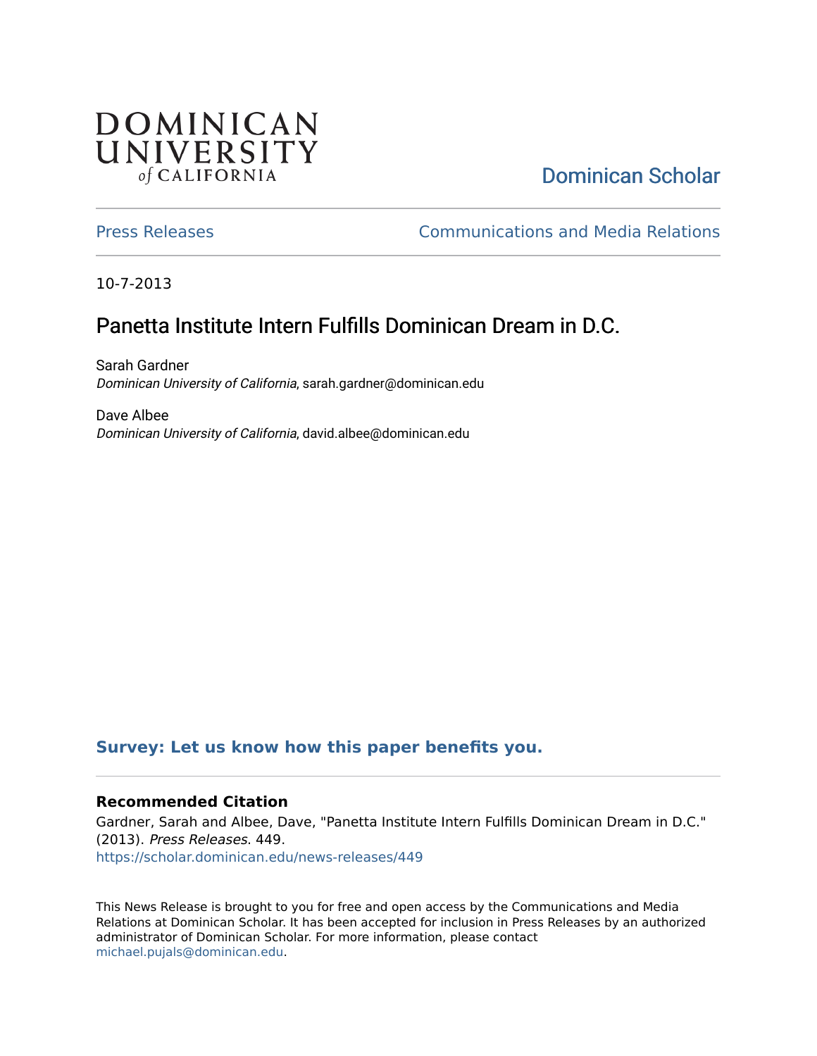DOMINICAN UNIVERSITY of CALIFORNIA

Dominican Scholar

Press Releases | Communications and Media Relations

10-7-2013

# Panetta Institute Intern Fulfills Dominican Dream in D.C.

Sarah Gardner
*Dominican University of California*, sarah.gardner@dominican.edu

Dave Albee
*Dominican University of California*, david.albee@dominican.edu

**Survey: Let us know how this paper benefits you.**

### Recommended Citation

Gardner, Sarah and Albee, Dave, "Panetta Institute Intern Fulfills Dominican Dream in D.C." (2013). *Press Releases*. 449.
https://scholar.dominican.edu/news-releases/449

This News Release is brought to you for free and open access by the Communications and Media Relations at Dominican Scholar. It has been accepted for inclusion in Press Releases by an authorized administrator of Dominican Scholar. For more information, please contact michael.pujals@dominican.edu.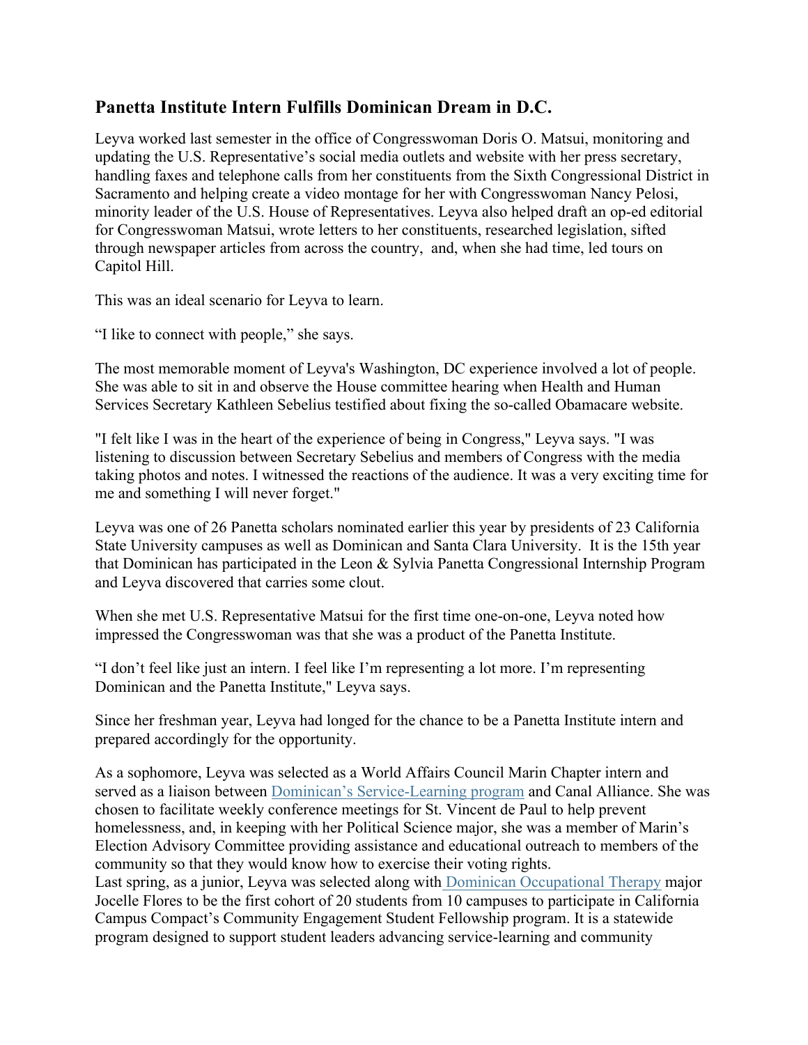## Panetta Institute Intern Fulfills Dominican Dream in D.C.

Leyva worked last semester in the office of Congresswoman Doris O. Matsui, monitoring and updating the U.S. Representative's social media outlets and website with her press secretary, handling faxes and telephone calls from her constituents from the Sixth Congressional District in Sacramento and helping create a video montage for her with Congresswoman Nancy Pelosi, minority leader of the U.S. House of Representatives. Leyva also helped draft an op-ed editorial for Congresswoman Matsui, wrote letters to her constituents, researched legislation, sifted through newspaper articles from across the country, and, when she had time, led tours on Capitol Hill.

This was an ideal scenario for Leyva to learn.

"I like to connect with people," she says.

The most memorable moment of Leyva's Washington, DC experience involved a lot of people. She was able to sit in and observe the House committee hearing when Health and Human Services Secretary Kathleen Sebelius testified about fixing the so-called Obamacare website.

"I felt like I was in the heart of the experience of being in Congress," Leyva says. "I was listening to discussion between Secretary Sebelius and members of Congress with the media taking photos and notes. I witnessed the reactions of the audience. It was a very exciting time for me and something I will never forget."

Leyva was one of 26 Panetta scholars nominated earlier this year by presidents of 23 California State University campuses as well as Dominican and Santa Clara University. It is the 15th year that Dominican has participated in the Leon & Sylvia Panetta Congressional Internship Program and Leyva discovered that carries some clout.

When she met U.S. Representative Matsui for the first time one-on-one, Leyva noted how impressed the Congresswoman was that she was a product of the Panetta Institute.

"I don't feel like just an intern. I feel like I'm representing a lot more. I'm representing Dominican and the Panetta Institute," Leyva says.

Since her freshman year, Leyva had longed for the chance to be a Panetta Institute intern and prepared accordingly for the opportunity.

As a sophomore, Leyva was selected as a World Affairs Council Marin Chapter intern and served as a liaison between Dominican's Service-Learning program and Canal Alliance. She was chosen to facilitate weekly conference meetings for St. Vincent de Paul to help prevent homelessness, and, in keeping with her Political Science major, she was a member of Marin's Election Advisory Committee providing assistance and educational outreach to members of the community so that they would know how to exercise their voting rights.
Last spring, as a junior, Leyva was selected along with Dominican Occupational Therapy major Jocelle Flores to be the first cohort of 20 students from 10 campuses to participate in California Campus Compact's Community Engagement Student Fellowship program. It is a statewide program designed to support student leaders advancing service-learning and community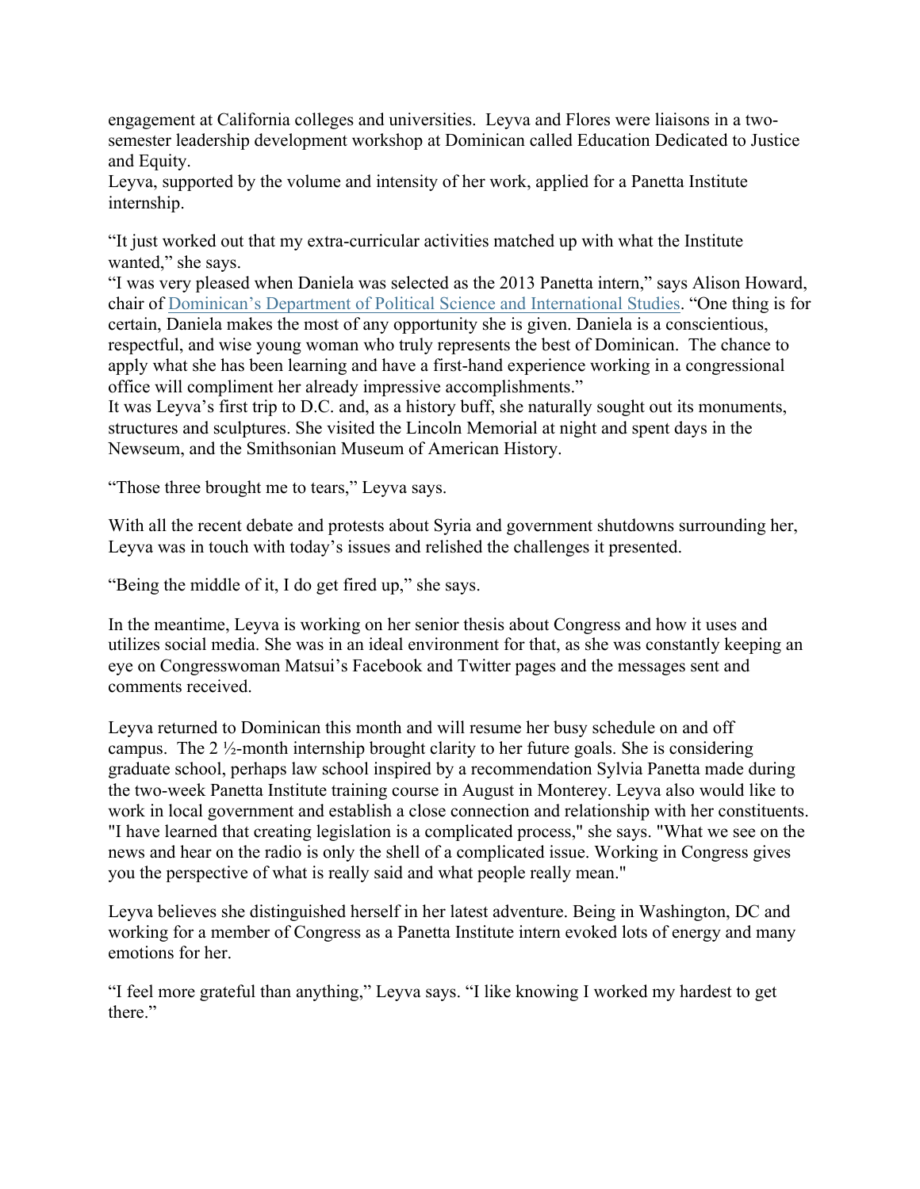engagement at California colleges and universities. Leyva and Flores were liaisons in a two-semester leadership development workshop at Dominican called Education Dedicated to Justice and Equity.

Leyva, supported by the volume and intensity of her work, applied for a Panetta Institute internship.

"It just worked out that my extra-curricular activities matched up with what the Institute wanted," she says.

"I was very pleased when Daniela was selected as the 2013 Panetta intern," says Alison Howard, chair of Dominican's Department of Political Science and International Studies. "One thing is for certain, Daniela makes the most of any opportunity she is given. Daniela is a conscientious, respectful, and wise young woman who truly represents the best of Dominican. The chance to apply what she has been learning and have a first-hand experience working in a congressional office will compliment her already impressive accomplishments."

It was Leyva's first trip to D.C. and, as a history buff, she naturally sought out its monuments, structures and sculptures. She visited the Lincoln Memorial at night and spent days in the Newseum, and the Smithsonian Museum of American History.

"Those three brought me to tears," Leyva says.

With all the recent debate and protests about Syria and government shutdowns surrounding her, Leyva was in touch with today's issues and relished the challenges it presented.

"Being the middle of it, I do get fired up," she says.

In the meantime, Leyva is working on her senior thesis about Congress and how it uses and utilizes social media. She was in an ideal environment for that, as she was constantly keeping an eye on Congresswoman Matsui's Facebook and Twitter pages and the messages sent and comments received.

Leyva returned to Dominican this month and will resume her busy schedule on and off campus. The 2 ½-month internship brought clarity to her future goals. She is considering graduate school, perhaps law school inspired by a recommendation Sylvia Panetta made during the two-week Panetta Institute training course in August in Monterey. Leyva also would like to work in local government and establish a close connection and relationship with her constituents. "I have learned that creating legislation is a complicated process," she says. "What we see on the news and hear on the radio is only the shell of a complicated issue. Working in Congress gives you the perspective of what is really said and what people really mean."

Leyva believes she distinguished herself in her latest adventure. Being in Washington, DC and working for a member of Congress as a Panetta Institute intern evoked lots of energy and many emotions for her.

"I feel more grateful than anything," Leyva says. "I like knowing I worked my hardest to get there."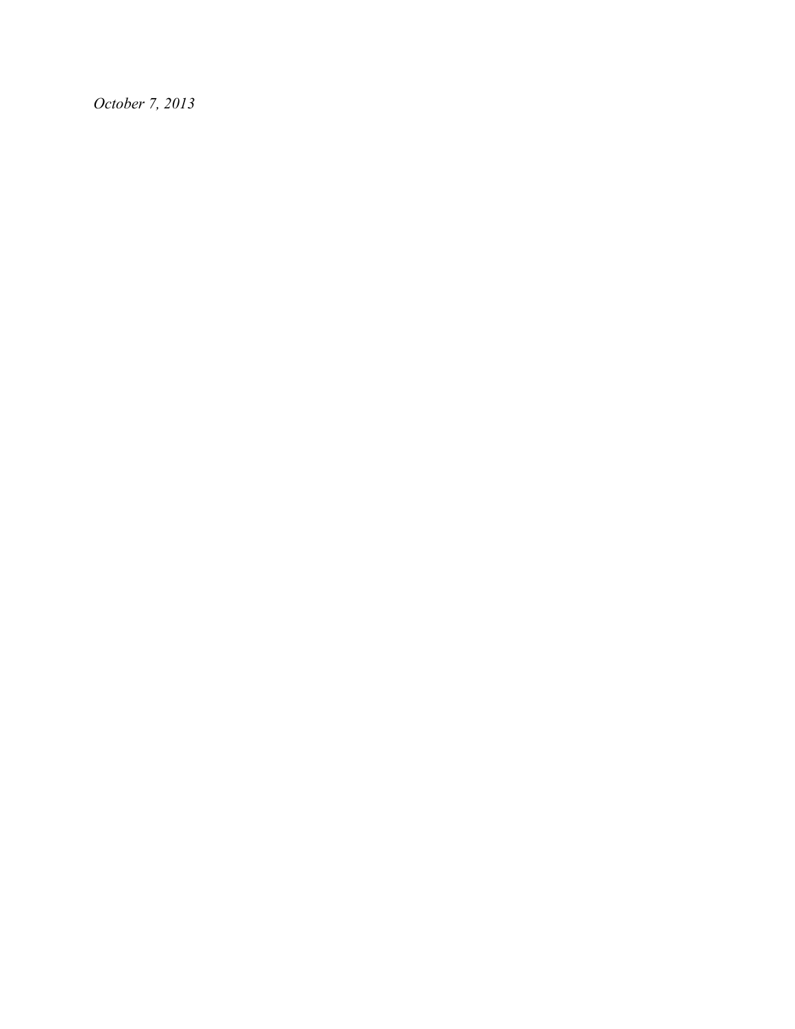*October 7, 2013*